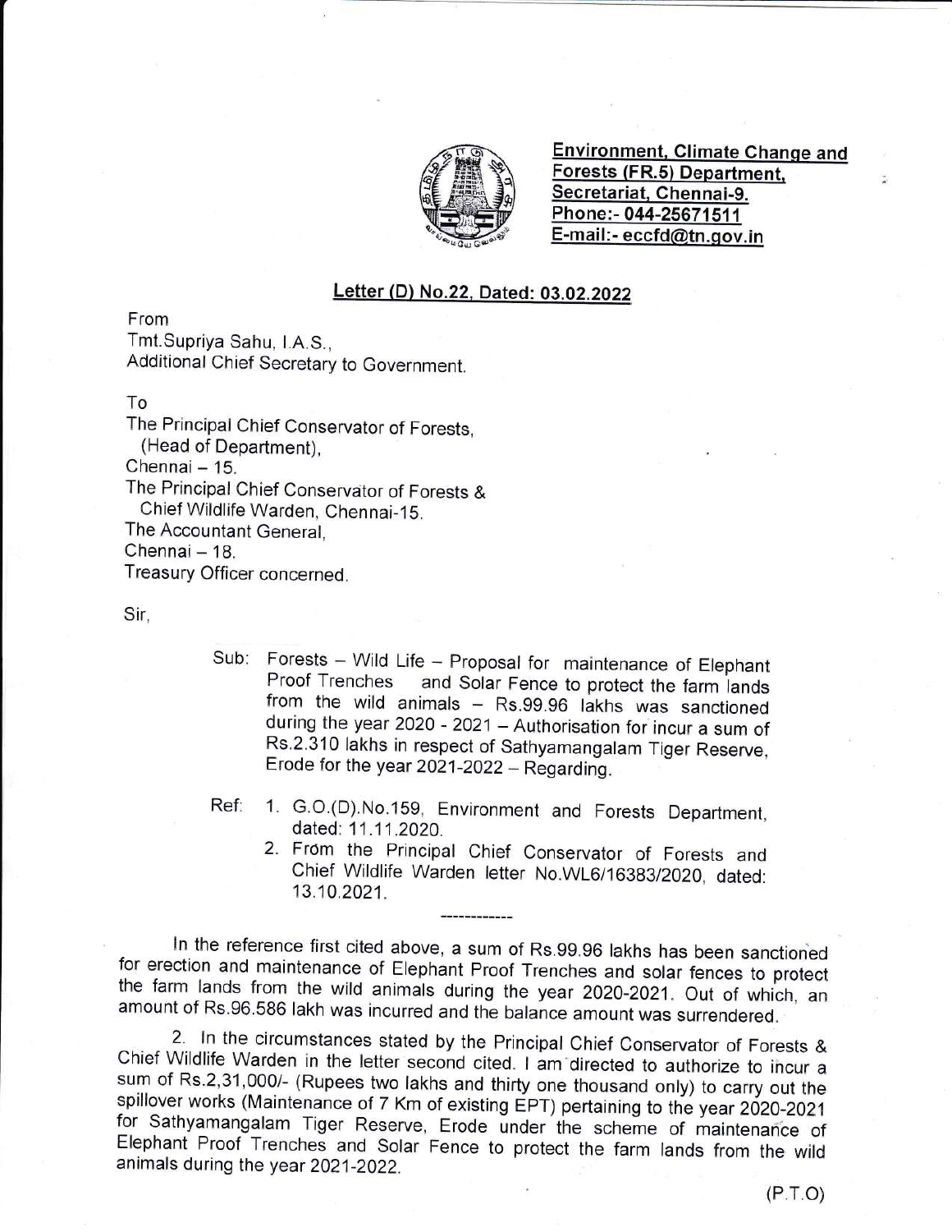**Environment, Climate Change and Forests (FR.5) Department,**
**Secretariat, Chennai-9.**
**Phone:- 044-25671511**
**E-mail:- eccfd@tn.gov.in**

**Letter (D) No.22, Dated: 03.02.2022**

From
Tmt.Supriya Sahu, I.A.S.,
Additional Chief Secretary to Government.

To
The Principal Chief Conservator of Forests,
(Head of Department),
Chennai – 15.
The Principal Chief Conservator of Forests &
Chief Wildlife Warden, Chennai-15.
The Accountant General,
Chennai – 18.
Treasury Officer concerned.

Sir,

Sub: Forests – Wild Life – Proposal for maintenance of Elephant Proof Trenches and Solar Fence to protect the farm lands from the wild animals – Rs.99.96 lakhs was sanctioned during the year 2020 - 2021 – Authorisation for incur a sum of Rs.2.310 lakhs in respect of Sathyamangalam Tiger Reserve, Erode for the year 2021-2022 – Regarding.

Ref: 1. G.O.(D).No.159, Environment and Forests Department, dated: 11.11.2020.
2. From the Principal Chief Conservator of Forests and Chief Wildlife Warden letter No.WL6/16383/2020, dated: 13.10.2021.

------------

In the reference first cited above, a sum of Rs.99.96 lakhs has been sanctioned for erection and maintenance of Elephant Proof Trenches and solar fences to protect the farm lands from the wild animals during the year 2020-2021. Out of which, an amount of Rs.96.586 lakh was incurred and the balance amount was surrendered.

2. In the circumstances stated by the Principal Chief Conservator of Forests & Chief Wildlife Warden in the letter second cited. I am directed to authorize to incur a sum of Rs.2,31,000/- (Rupees two lakhs and thirty one thousand only) to carry out the spillover works (Maintenance of 7 Km of existing EPT) pertaining to the year 2020-2021 for Sathyamangalam Tiger Reserve, Erode under the scheme of maintenance of Elephant Proof Trenches and Solar Fence to protect the farm lands from the wild animals during the year 2021-2022.

(P.T.O)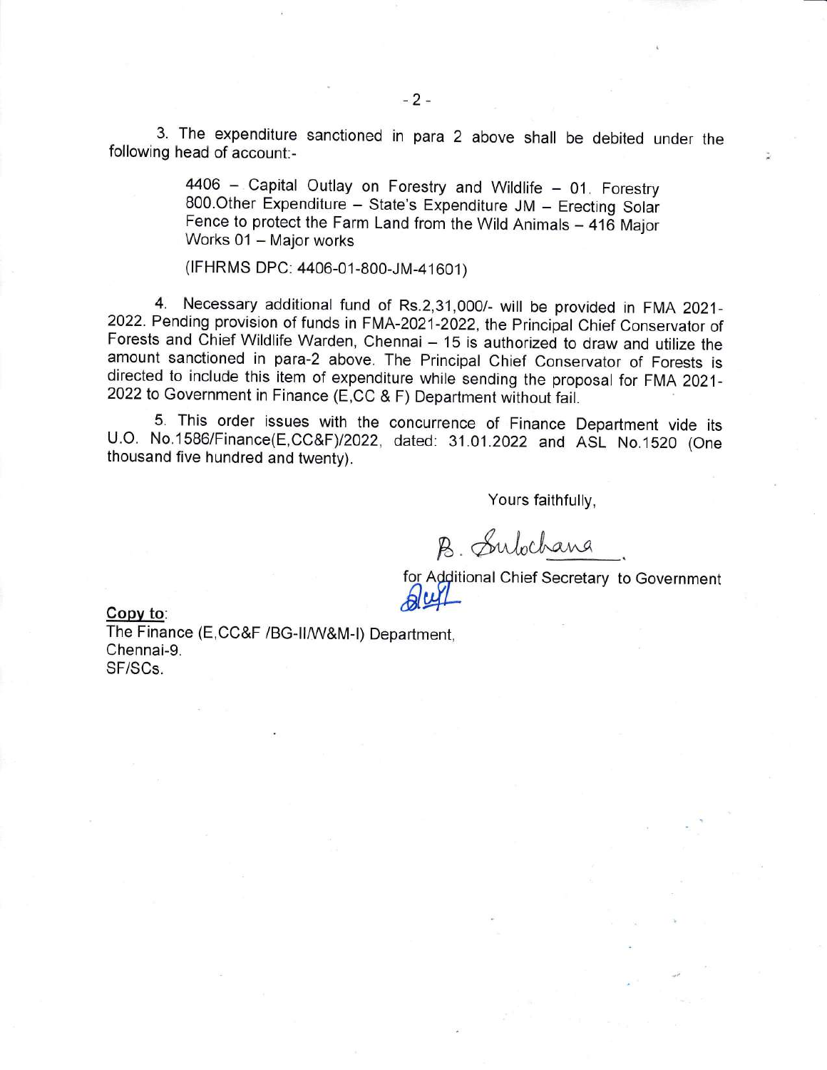3. The expenditure sanctioned in para 2 above shall be debited under the following head of account:-

> 4406 – Capital Outlay on Forestry and Wildlife – 01. Forestry 800.Other Expenditure – State's Expenditure JM – Erecting Solar Fence to protect the Farm Land from the Wild Animals – 416 Major Works 01 – Major works
>
> (IFHRMS DPC: 4406-01-800-JM-41601)

4. Necessary additional fund of Rs.2,31,000/- will be provided in FMA 2021-2022. Pending provision of funds in FMA-2021-2022, the Principal Chief Conservator of Forests and Chief Wildlife Warden, Chennai – 15 is authorized to draw and utilize the amount sanctioned in para-2 above. The Principal Chief Conservator of Forests is directed to include this item of expenditure while sending the proposal for FMA 2021-2022 to Government in Finance (E,CC & F) Department without fail.

5. This order issues with the concurrence of Finance Department vide its U.O. No.1586/Finance(E,CC&F)/2022, dated: 31.01.2022 and ASL No.1520 (One thousand five hundred and twenty).

Yours faithfully,

B. Sulochana

for Additional Chief Secretary to Government

**Copy to**:
The Finance (E,CC&F /BG-II/W&M-I) Department,
Chennai-9.
SF/SCs.